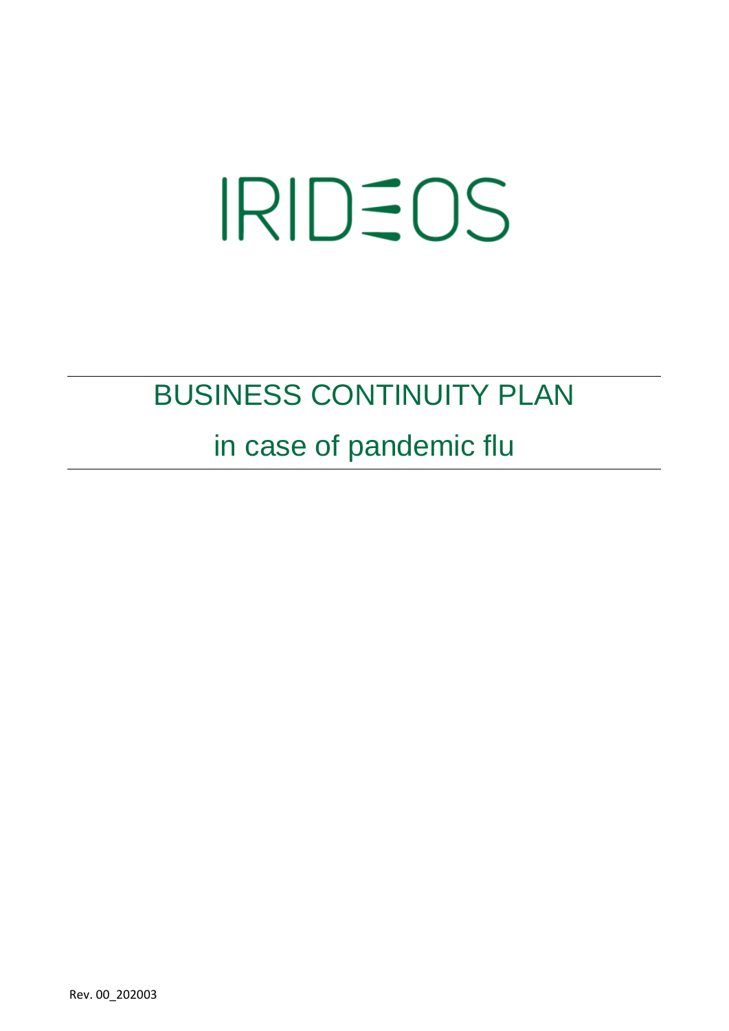# IRIDEOS

# BUSINESS CONTINUITY PLAN

## in case of pandemic flu

Rev. 00_202003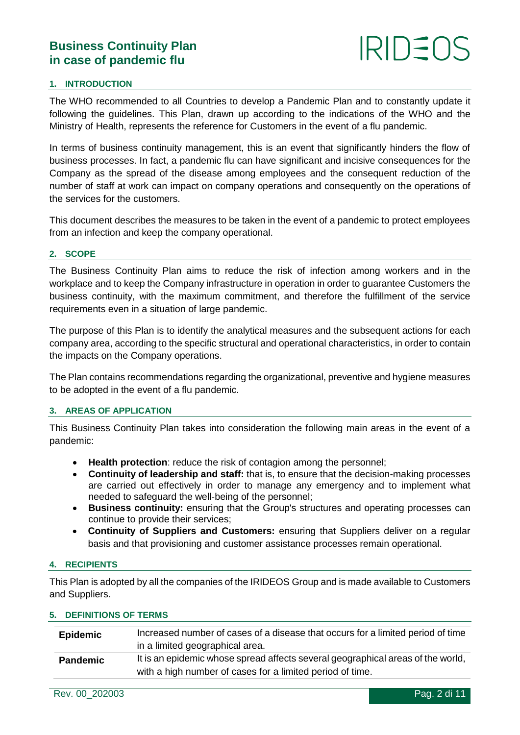## 1. INTRODUCTION

The WHO recommended to all Countries to develop a Pandemic Plan and to constantly update it following the guidelines. This Plan, drawn up according to the indications of the WHO and the Ministry of Health, represents the reference for Customers in the event of a flu pandemic.

In terms of business continuity management, this is an event that significantly hinders the flow of business processes. In fact, a pandemic flu can have significant and incisive consequences for the Company as the spread of the disease among employees and the consequent reduction of the number of staff at work can impact on company operations and consequently on the operations of the services for the customers.

This document describes the measures to be taken in the event of a pandemic to protect employees from an infection and keep the company operational.

## 2. SCOPE

The Business Continuity Plan aims to reduce the risk of infection among workers and in the workplace and to keep the Company infrastructure in operation in order to guarantee Customers the business continuity, with the maximum commitment, and therefore the fulfillment of the service requirements even in a situation of large pandemic.

The purpose of this Plan is to identify the analytical measures and the subsequent actions for each company area, according to the specific structural and operational characteristics, in order to contain the impacts on the Company operations.

The Plan contains recommendations regarding the organizational, preventive and hygiene measures to be adopted in the event of a flu pandemic.

## 3. AREAS OF APPLICATION

This Business Continuity Plan takes into consideration the following main areas in the event of a pandemic:

- **Health protection**: reduce the risk of contagion among the personnel;
- **Continuity of leadership and staff:** that is, to ensure that the decision-making processes are carried out effectively in order to manage any emergency and to implement what needed to safeguard the well-being of the personnel;
- **Business continuity:** ensuring that the Group's structures and operating processes can continue to provide their services;
- **Continuity of Suppliers and Customers:** ensuring that Suppliers deliver on a regular basis and that provisioning and customer assistance processes remain operational.

## 4. RECIPIENTS

This Plan is adopted by all the companies of the IRIDEOS Group and is made available to Customers and Suppliers.

## 5. DEFINITIONS OF TERMS

| Term | Definition |
|---|---|
| **Epidemic** | Increased number of cases of a disease that occurs for a limited period of time in a limited geographical area. |
| **Pandemic** | It is an epidemic whose spread affects several geographical areas of the world, with a high number of cases for a limited period of time. |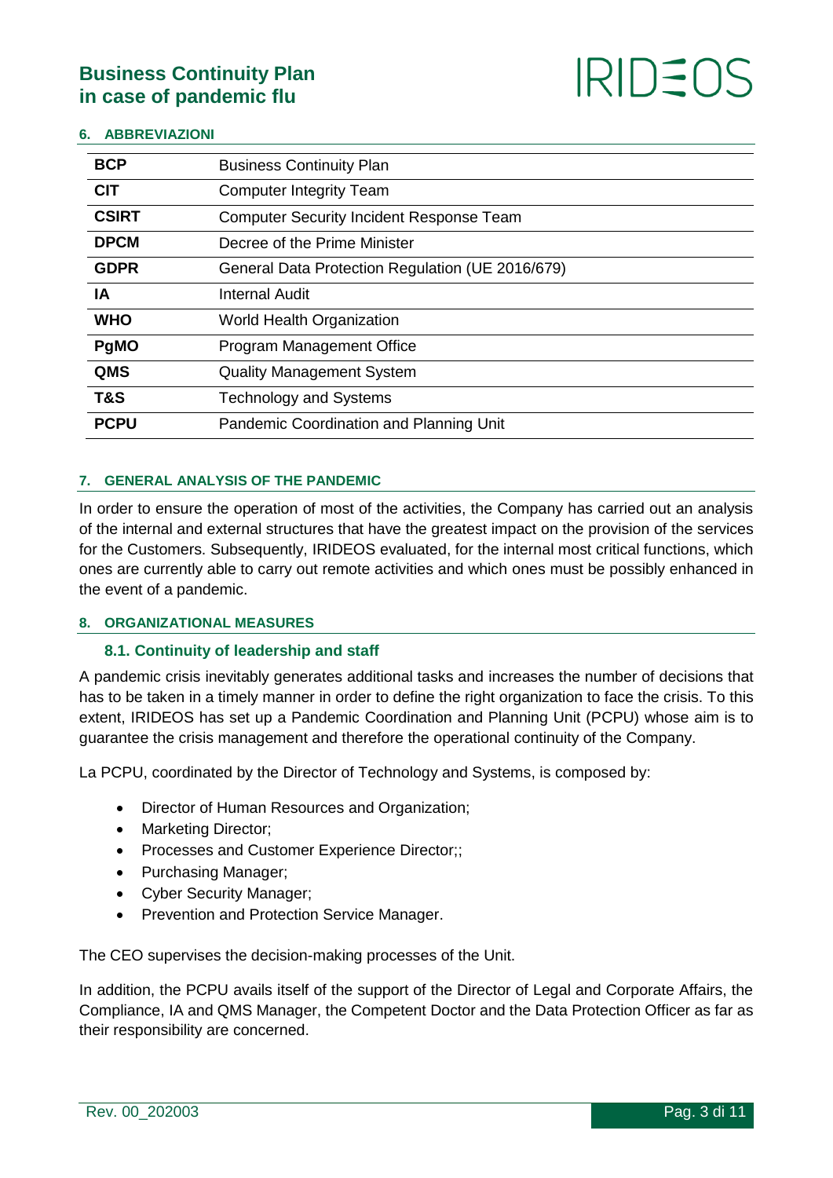## 6. ABBREVIAZIONI

| | |
|---|---|
| **BCP** | Business Continuity Plan |
| **CIT** | Computer Integrity Team |
| **CSIRT** | Computer Security Incident Response Team |
| **DPCM** | Decree of the Prime Minister |
| **GDPR** | General Data Protection Regulation (UE 2016/679) |
| **IA** | Internal Audit |
| **WHO** | World Health Organization |
| **PgMO** | Program Management Office |
| **QMS** | Quality Management System |
| **T&S** | Technology and Systems |
| **PCPU** | Pandemic Coordination and Planning Unit |

## 7. GENERAL ANALYSIS OF THE PANDEMIC

In order to ensure the operation of most of the activities, the Company has carried out an analysis of the internal and external structures that have the greatest impact on the provision of the services for the Customers. Subsequently, IRIDEOS evaluated, for the internal most critical functions, which ones are currently able to carry out remote activities and which ones must be possibly enhanced in the event of a pandemic.

## 8. ORGANIZATIONAL MEASURES

### 8.1. Continuity of leadership and staff

A pandemic crisis inevitably generates additional tasks and increases the number of decisions that has to be taken in a timely manner in order to define the right organization to face the crisis. To this extent, IRIDEOS has set up a Pandemic Coordination and Planning Unit (PCPU) whose aim is to guarantee the crisis management and therefore the operational continuity of the Company.

La PCPU, coordinated by the Director of Technology and Systems, is composed by:

- Director of Human Resources and Organization;
- Marketing Director;
- Processes and Customer Experience Director;;
- Purchasing Manager;
- Cyber Security Manager;
- Prevention and Protection Service Manager.

The CEO supervises the decision-making processes of the Unit.

In addition, the PCPU avails itself of the support of the Director of Legal and Corporate Affairs, the Compliance, IA and QMS Manager, the Competent Doctor and the Data Protection Officer as far as their responsibility are concerned.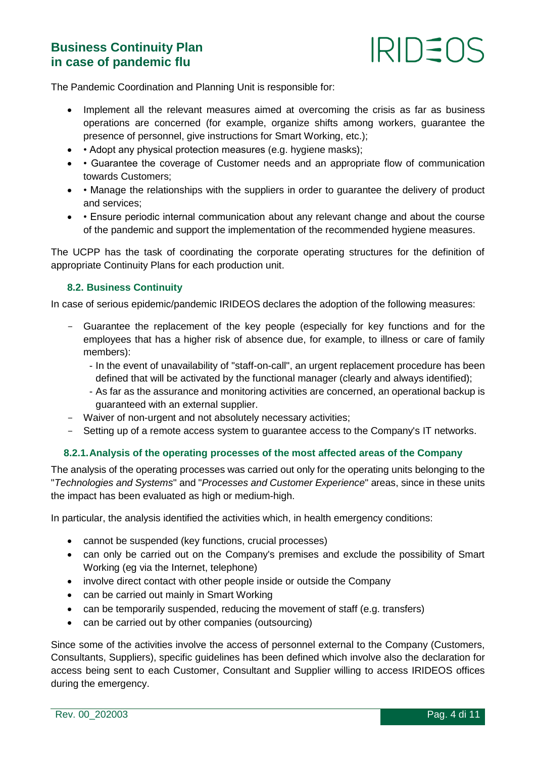The Pandemic Coordination and Planning Unit is responsible for:

- Implement all the relevant measures aimed at overcoming the crisis as far as business operations are concerned (for example, organize shifts among workers, guarantee the presence of personnel, give instructions for Smart Working, etc.);
- • Adopt any physical protection measures (e.g. hygiene masks);
- • Guarantee the coverage of Customer needs and an appropriate flow of communication towards Customers;
- • Manage the relationships with the suppliers in order to guarantee the delivery of product and services;
- • Ensure periodic internal communication about any relevant change and about the course of the pandemic and support the implementation of the recommended hygiene measures.

The UCPP has the task of coordinating the corporate operating structures for the definition of appropriate Continuity Plans for each production unit.

### 8.2. Business Continuity

In case of serious epidemic/pandemic IRIDEOS declares the adoption of the following measures:

- Guarantee the replacement of the key people (especially for key functions and for the employees that has a higher risk of absence due, for example, to illness or care of family members):
  - In the event of unavailability of "staff-on-call", an urgent replacement procedure has been defined that will be activated by the functional manager (clearly and always identified);
  - As far as the assurance and monitoring activities are concerned, an operational backup is guaranteed with an external supplier.
- Waiver of non-urgent and not absolutely necessary activities;
- Setting up of a remote access system to guarantee access to the Company's IT networks.

#### 8.2.1. Analysis of the operating processes of the most affected areas of the Company

The analysis of the operating processes was carried out only for the operating units belonging to the "*Technologies and Systems*" and "*Processes and Customer Experience*" areas, since in these units the impact has been evaluated as high or medium-high.

In particular, the analysis identified the activities which, in health emergency conditions:

- cannot be suspended (key functions, crucial processes)
- can only be carried out on the Company's premises and exclude the possibility of Smart Working (eg via the Internet, telephone)
- involve direct contact with other people inside or outside the Company
- can be carried out mainly in Smart Working
- can be temporarily suspended, reducing the movement of staff (e.g. transfers)
- can be carried out by other companies (outsourcing)

Since some of the activities involve the access of personnel external to the Company (Customers, Consultants, Suppliers), specific guidelines has been defined which involve also the declaration for access being sent to each Customer, Consultant and Supplier willing to access IRIDEOS offices during the emergency.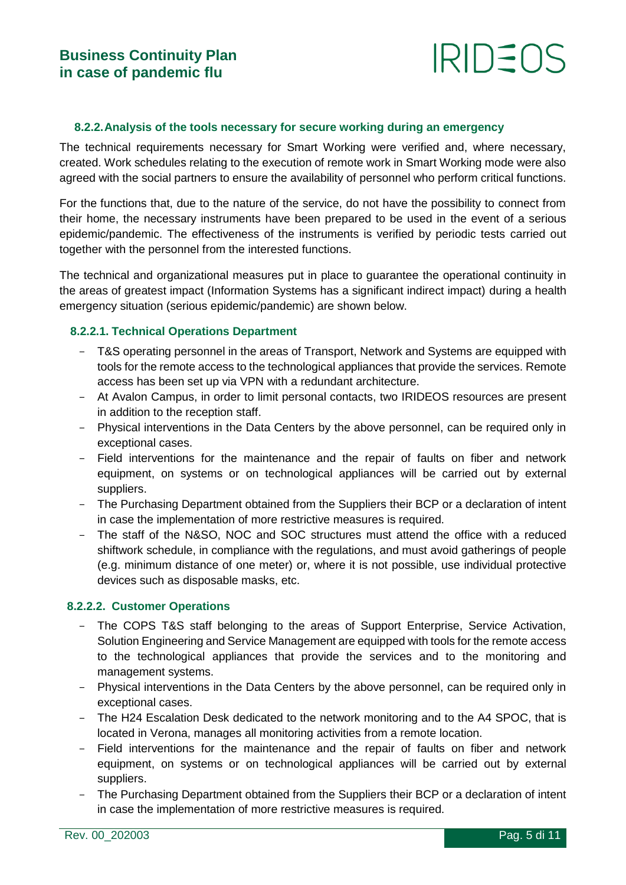#### 8.2.2. Analysis of the tools necessary for secure working during an emergency

The technical requirements necessary for Smart Working were verified and, where necessary, created. Work schedules relating to the execution of remote work in Smart Working mode were also agreed with the social partners to ensure the availability of personnel who perform critical functions.

For the functions that, due to the nature of the service, do not have the possibility to connect from their home, the necessary instruments have been prepared to be used in the event of a serious epidemic/pandemic. The effectiveness of the instruments is verified by periodic tests carried out together with the personnel from the interested functions.

The technical and organizational measures put in place to guarantee the operational continuity in the areas of greatest impact (Information Systems has a significant indirect impact) during a health emergency situation (serious epidemic/pandemic) are shown below.

##### 8.2.2.1. Technical Operations Department

- T&S operating personnel in the areas of Transport, Network and Systems are equipped with tools for the remote access to the technological appliances that provide the services. Remote access has been set up via VPN with a redundant architecture.
- At Avalon Campus, in order to limit personal contacts, two IRIDEOS resources are present in addition to the reception staff.
- Physical interventions in the Data Centers by the above personnel, can be required only in exceptional cases.
- Field interventions for the maintenance and the repair of faults on fiber and network equipment, on systems or on technological appliances will be carried out by external suppliers.
- The Purchasing Department obtained from the Suppliers their BCP or a declaration of intent in case the implementation of more restrictive measures is required.
- The staff of the N&SO, NOC and SOC structures must attend the office with a reduced shiftwork schedule, in compliance with the regulations, and must avoid gatherings of people (e.g. minimum distance of one meter) or, where it is not possible, use individual protective devices such as disposable masks, etc.

##### 8.2.2.2. Customer Operations

- The COPS T&S staff belonging to the areas of Support Enterprise, Service Activation, Solution Engineering and Service Management are equipped with tools for the remote access to the technological appliances that provide the services and to the monitoring and management systems.
- Physical interventions in the Data Centers by the above personnel, can be required only in exceptional cases.
- The H24 Escalation Desk dedicated to the network monitoring and to the A4 SPOC, that is located in Verona, manages all monitoring activities from a remote location.
- Field interventions for the maintenance and the repair of faults on fiber and network equipment, on systems or on technological appliances will be carried out by external suppliers.
- The Purchasing Department obtained from the Suppliers their BCP or a declaration of intent in case the implementation of more restrictive measures is required.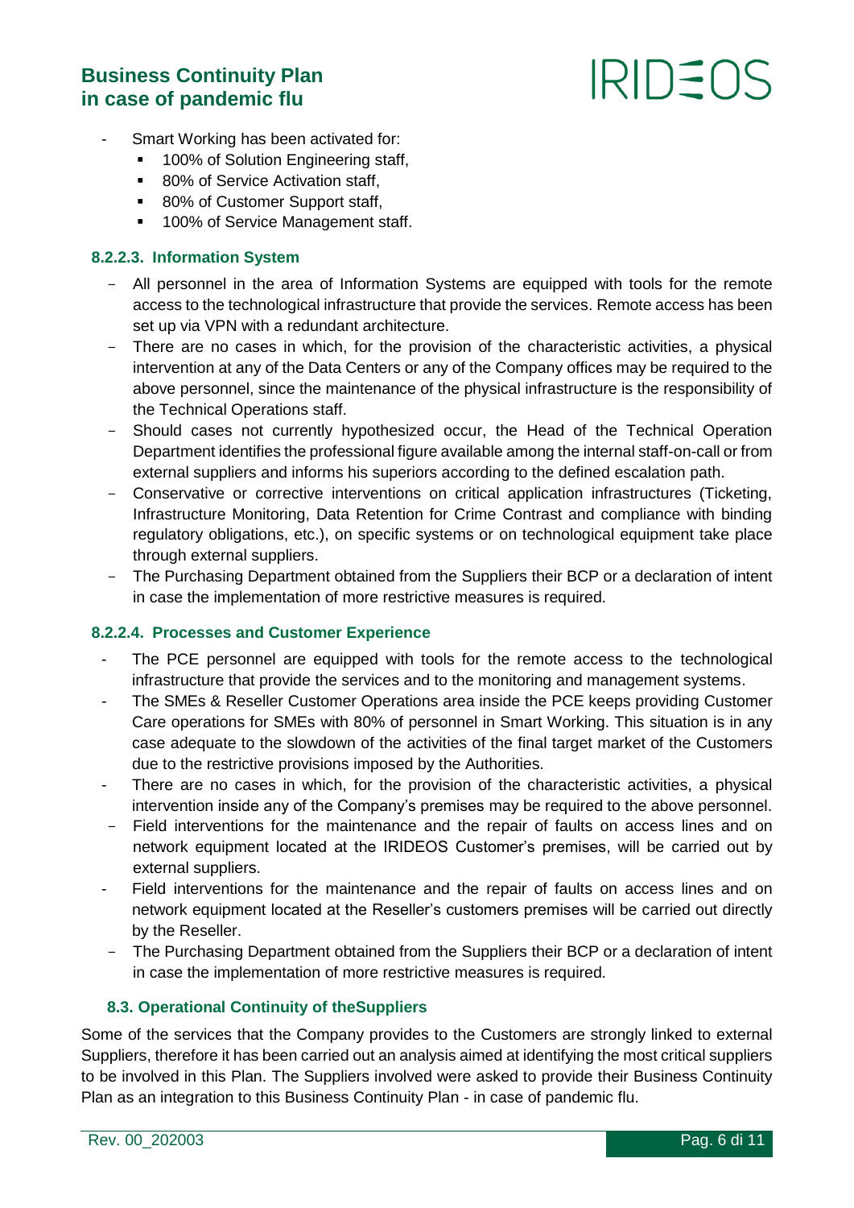- Smart Working has been activated for:
  - 100% of Solution Engineering staff,
  - 80% of Service Activation staff,
  - 80% of Customer Support staff,
  - 100% of Service Management staff.

#### 8.2.2.3. Information System

- All personnel in the area of Information Systems are equipped with tools for the remote access to the technological infrastructure that provide the services. Remote access has been set up via VPN with a redundant architecture.
- There are no cases in which, for the provision of the characteristic activities, a physical intervention at any of the Data Centers or any of the Company offices may be required to the above personnel, since the maintenance of the physical infrastructure is the responsibility of the Technical Operations staff.
- Should cases not currently hypothesized occur, the Head of the Technical Operation Department identifies the professional figure available among the internal staff-on-call or from external suppliers and informs his superiors according to the defined escalation path.
- Conservative or corrective interventions on critical application infrastructures (Ticketing, Infrastructure Monitoring, Data Retention for Crime Contrast and compliance with binding regulatory obligations, etc.), on specific systems or on technological equipment take place through external suppliers.
- The Purchasing Department obtained from the Suppliers their BCP or a declaration of intent in case the implementation of more restrictive measures is required.

#### 8.2.2.4. Processes and Customer Experience

- The PCE personnel are equipped with tools for the remote access to the technological infrastructure that provide the services and to the monitoring and management systems.
- The SMEs & Reseller Customer Operations area inside the PCE keeps providing Customer Care operations for SMEs with 80% of personnel in Smart Working. This situation is in any case adequate to the slowdown of the activities of the final target market of the Customers due to the restrictive provisions imposed by the Authorities.
- There are no cases in which, for the provision of the characteristic activities, a physical intervention inside any of the Company's premises may be required to the above personnel.
- Field interventions for the maintenance and the repair of faults on access lines and on network equipment located at the IRIDEOS Customer's premises, will be carried out by external suppliers.
- Field interventions for the maintenance and the repair of faults on access lines and on network equipment located at the Reseller's customers premises will be carried out directly by the Reseller.
- The Purchasing Department obtained from the Suppliers their BCP or a declaration of intent in case the implementation of more restrictive measures is required.

### 8.3. Operational Continuity of theSuppliers

Some of the services that the Company provides to the Customers are strongly linked to external Suppliers, therefore it has been carried out an analysis aimed at identifying the most critical suppliers to be involved in this Plan. The Suppliers involved were asked to provide their Business Continuity Plan as an integration to this Business Continuity Plan - in case of pandemic flu.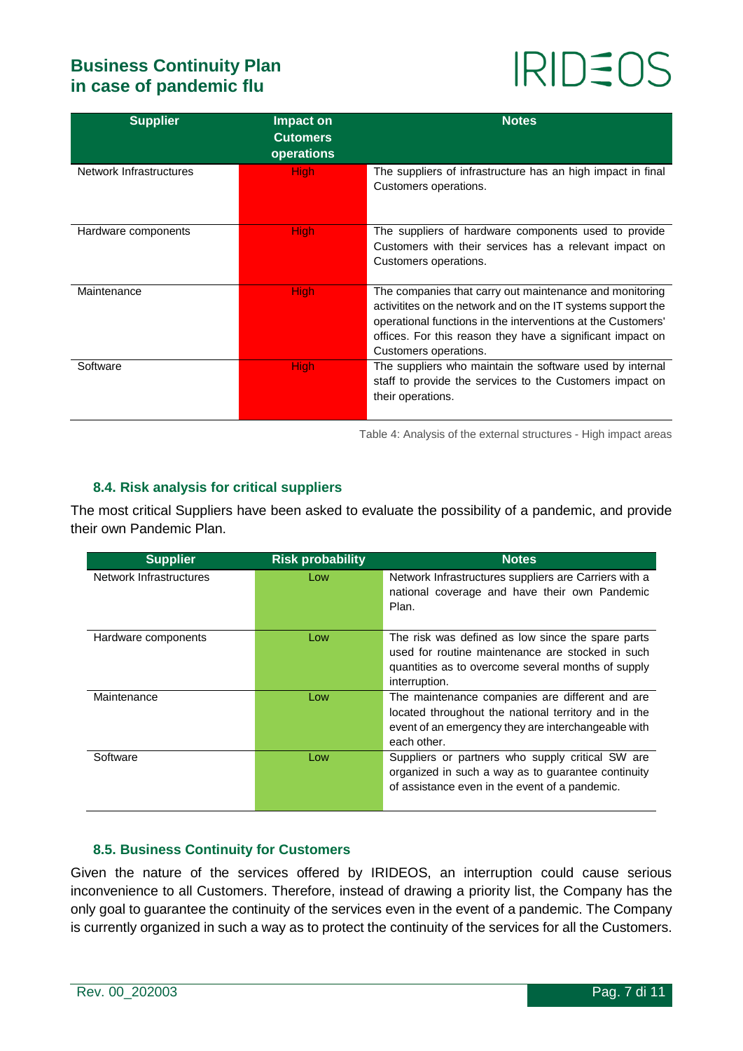| Supplier | Impact on Cutomers operations | Notes |
|---|---|---|
| Network Infrastructures | High | The suppliers of infrastructure has an high impact in final Customers operations. |
| Hardware components | High | The suppliers of hardware components used to provide Customers with their services has a relevant impact on Customers operations. |
| Maintenance | High | The companies that carry out maintenance and monitoring activitites on the network and on the IT systems support the operational functions in the interventions at the Customers' offices. For this reason they have a significant impact on Customers operations. |
| Software | High | The suppliers who maintain the software used by internal staff to provide the services to the Customers impact on their operations. |

Table 4: Analysis of the external structures - High impact areas

### 8.4. Risk analysis for critical suppliers

The most critical Suppliers have been asked to evaluate the possibility of a pandemic, and provide their own Pandemic Plan.

| Supplier | Risk probability | Notes |
|---|---|---|
| Network Infrastructures | Low | Network Infrastructures suppliers are Carriers with a national coverage and have their own Pandemic Plan. |
| Hardware components | Low | The risk was defined as low since the spare parts used for routine maintenance are stocked in such quantities as to overcome several months of supply interruption. |
| Maintenance | Low | The maintenance companies are different and are located throughout the national territory and in the event of an emergency they are interchangeable with each other. |
| Software | Low | Suppliers or partners who supply critical SW are organized in such a way as to guarantee continuity of assistance even in the event of a pandemic. |

### 8.5. Business Continuity for Customers

Given the nature of the services offered by IRIDEOS, an interruption could cause serious inconvenience to all Customers. Therefore, instead of drawing a priority list, the Company has the only goal to guarantee the continuity of the services even in the event of a pandemic. The Company is currently organized in such a way as to protect the continuity of the services for all the Customers.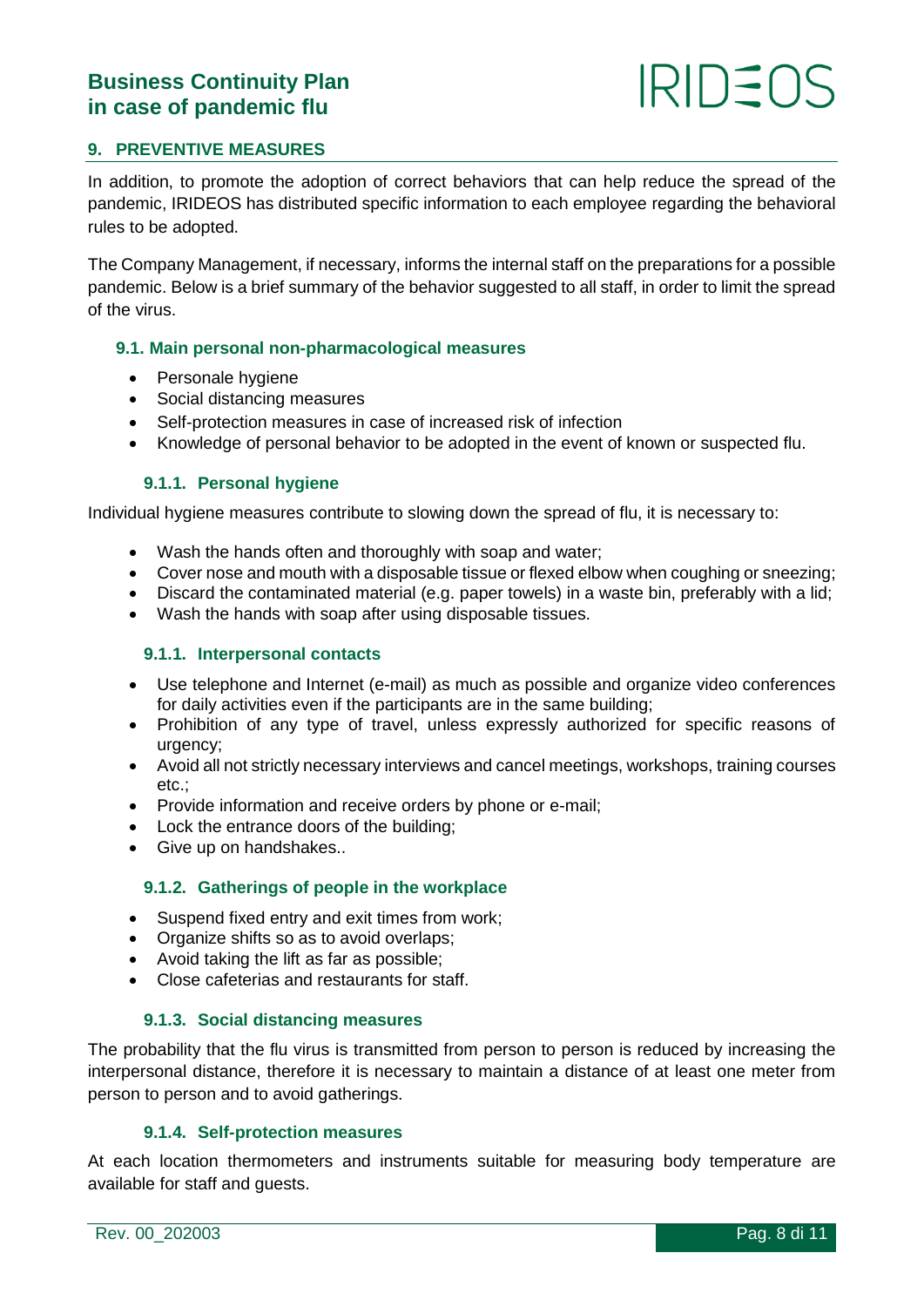## 9. PREVENTIVE MEASURES

In addition, to promote the adoption of correct behaviors that can help reduce the spread of the pandemic, IRIDEOS has distributed specific information to each employee regarding the behavioral rules to be adopted.

The Company Management, if necessary, informs the internal staff on the preparations for a possible pandemic. Below is a brief summary of the behavior suggested to all staff, in order to limit the spread of the virus.

### 9.1. Main personal non-pharmacological measures

- Personale hygiene
- Social distancing measures
- Self-protection measures in case of increased risk of infection
- Knowledge of personal behavior to be adopted in the event of known or suspected flu.

#### 9.1.1. Personal hygiene

Individual hygiene measures contribute to slowing down the spread of flu, it is necessary to:

- Wash the hands often and thoroughly with soap and water;
- Cover nose and mouth with a disposable tissue or flexed elbow when coughing or sneezing;
- Discard the contaminated material (e.g. paper towels) in a waste bin, preferably with a lid;
- Wash the hands with soap after using disposable tissues.

#### 9.1.1. Interpersonal contacts

- Use telephone and Internet (e-mail) as much as possible and organize video conferences for daily activities even if the participants are in the same building;
- Prohibition of any type of travel, unless expressly authorized for specific reasons of urgency;
- Avoid all not strictly necessary interviews and cancel meetings, workshops, training courses etc.;
- Provide information and receive orders by phone or e-mail;
- Lock the entrance doors of the building;
- Give up on handshakes..

#### 9.1.2. Gatherings of people in the workplace

- Suspend fixed entry and exit times from work;
- Organize shifts so as to avoid overlaps;
- Avoid taking the lift as far as possible;
- Close cafeterias and restaurants for staff.

#### 9.1.3. Social distancing measures

The probability that the flu virus is transmitted from person to person is reduced by increasing the interpersonal distance, therefore it is necessary to maintain a distance of at least one meter from person to person and to avoid gatherings.

#### 9.1.4. Self-protection measures

At each location thermometers and instruments suitable for measuring body temperature are available for staff and guests.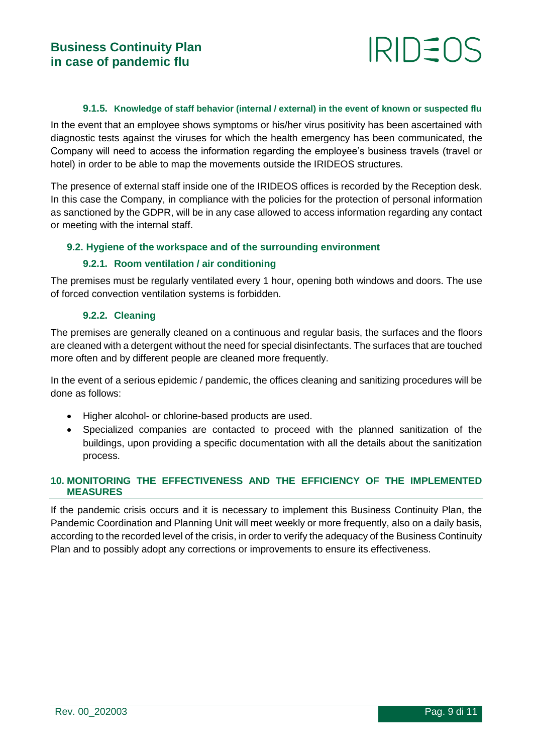#### 9.1.5. Knowledge of staff behavior (internal / external) in the event of known or suspected flu

In the event that an employee shows symptoms or his/her virus positivity has been ascertained with diagnostic tests against the viruses for which the health emergency has been communicated, the Company will need to access the information regarding the employee's business travels (travel or hotel) in order to be able to map the movements outside the IRIDEOS structures.

The presence of external staff inside one of the IRIDEOS offices is recorded by the Reception desk. In this case the Company, in compliance with the policies for the protection of personal information as sanctioned by the GDPR, will be in any case allowed to access information regarding any contact or meeting with the internal staff.

### 9.2. Hygiene of the workspace and of the surrounding environment

#### 9.2.1. Room ventilation / air conditioning

The premises must be regularly ventilated every 1 hour, opening both windows and doors. The use of forced convection ventilation systems is forbidden.

#### 9.2.2. Cleaning

The premises are generally cleaned on a continuous and regular basis, the surfaces and the floors are cleaned with a detergent without the need for special disinfectants. The surfaces that are touched more often and by different people are cleaned more frequently.

In the event of a serious epidemic / pandemic, the offices cleaning and sanitizing procedures will be done as follows:

- Higher alcohol- or chlorine-based products are used.
- Specialized companies are contacted to proceed with the planned sanitization of the buildings, upon providing a specific documentation with all the details about the sanitization process.

## 10. MONITORING THE EFFECTIVENESS AND THE EFFICIENCY OF THE IMPLEMENTED MEASURES

If the pandemic crisis occurs and it is necessary to implement this Business Continuity Plan, the Pandemic Coordination and Planning Unit will meet weekly or more frequently, also on a daily basis, according to the recorded level of the crisis, in order to verify the adequacy of the Business Continuity Plan and to possibly adopt any corrections or improvements to ensure its effectiveness.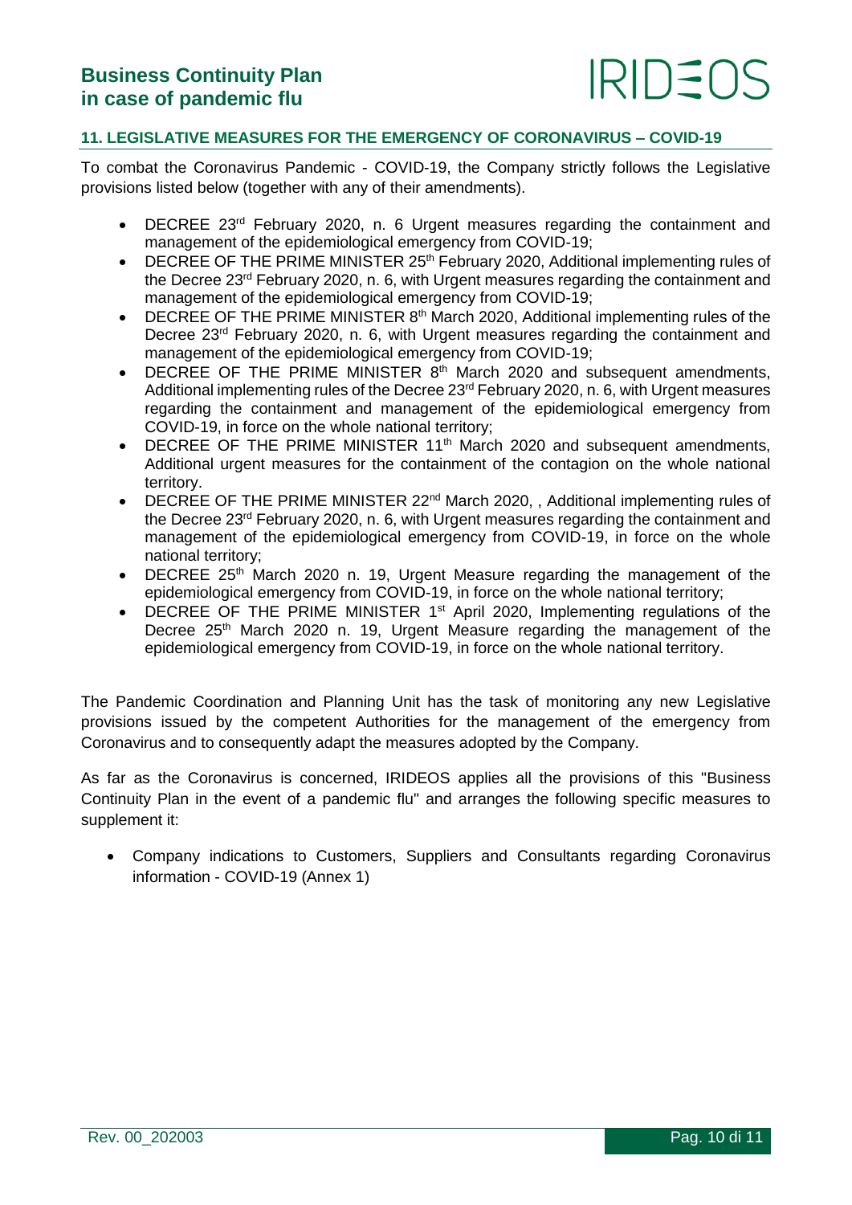## 11. LEGISLATIVE MEASURES FOR THE EMERGENCY OF CORONAVIRUS – COVID-19

To combat the Coronavirus Pandemic - COVID-19, the Company strictly follows the Legislative provisions listed below (together with any of their amendments).

- DECREE 23rd February 2020, n. 6 Urgent measures regarding the containment and management of the epidemiological emergency from COVID-19;
- DECREE OF THE PRIME MINISTER 25th February 2020, Additional implementing rules of the Decree 23rd February 2020, n. 6, with Urgent measures regarding the containment and management of the epidemiological emergency from COVID-19;
- DECREE OF THE PRIME MINISTER 8th March 2020, Additional implementing rules of the Decree 23rd February 2020, n. 6, with Urgent measures regarding the containment and management of the epidemiological emergency from COVID-19;
- DECREE OF THE PRIME MINISTER 8th March 2020 and subsequent amendments, Additional implementing rules of the Decree 23rd February 2020, n. 6, with Urgent measures regarding the containment and management of the epidemiological emergency from COVID-19, in force on the whole national territory;
- DECREE OF THE PRIME MINISTER 11th March 2020 and subsequent amendments, Additional urgent measures for the containment of the contagion on the whole national territory.
- DECREE OF THE PRIME MINISTER 22nd March 2020, , Additional implementing rules of the Decree 23rd February 2020, n. 6, with Urgent measures regarding the containment and management of the epidemiological emergency from COVID-19, in force on the whole national territory;
- DECREE 25th March 2020 n. 19, Urgent Measure regarding the management of the epidemiological emergency from COVID-19, in force on the whole national territory;
- DECREE OF THE PRIME MINISTER 1st April 2020, Implementing regulations of the Decree 25th March 2020 n. 19, Urgent Measure regarding the management of the epidemiological emergency from COVID-19, in force on the whole national territory.

The Pandemic Coordination and Planning Unit has the task of monitoring any new Legislative provisions issued by the competent Authorities for the management of the emergency from Coronavirus and to consequently adapt the measures adopted by the Company.

As far as the Coronavirus is concerned, IRIDEOS applies all the provisions of this "Business Continuity Plan in the event of a pandemic flu" and arranges the following specific measures to supplement it:

- Company indications to Customers, Suppliers and Consultants regarding Coronavirus information - COVID-19 (Annex 1)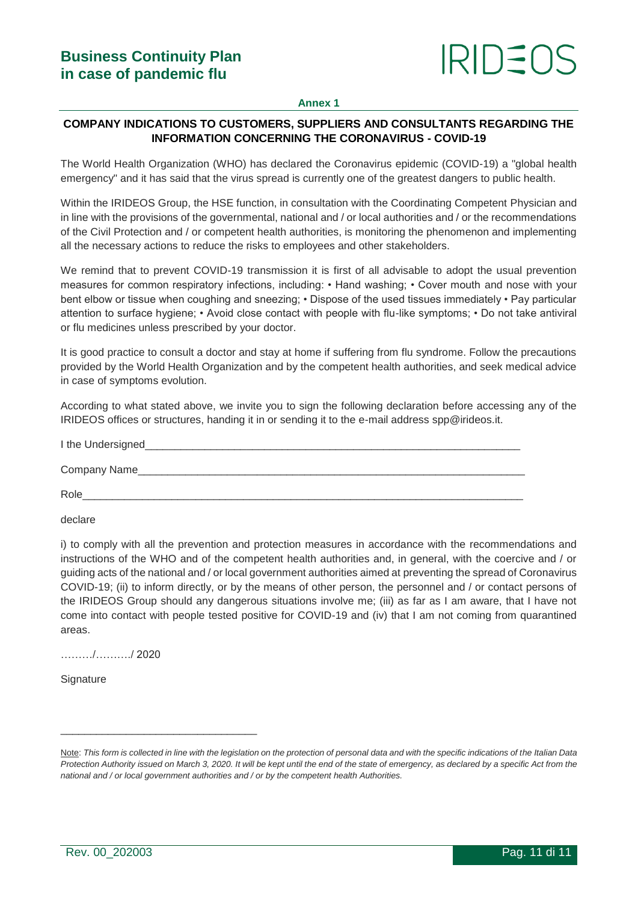**Annex 1**

**COMPANY INDICATIONS TO CUSTOMERS, SUPPLIERS AND CONSULTANTS REGARDING THE INFORMATION CONCERNING THE CORONAVIRUS - COVID-19**

The World Health Organization (WHO) has declared the Coronavirus epidemic (COVID-19) a "global health emergency" and it has said that the virus spread is currently one of the greatest dangers to public health.

Within the IRIDEOS Group, the HSE function, in consultation with the Coordinating Competent Physician and in line with the provisions of the governmental, national and / or local authorities and / or the recommendations of the Civil Protection and / or competent health authorities, is monitoring the phenomenon and implementing all the necessary actions to reduce the risks to employees and other stakeholders.

We remind that to prevent COVID-19 transmission it is first of all advisable to adopt the usual prevention measures for common respiratory infections, including: • Hand washing; • Cover mouth and nose with your bent elbow or tissue when coughing and sneezing; • Dispose of the used tissues immediately • Pay particular attention to surface hygiene; • Avoid close contact with people with flu-like symptoms; • Do not take antiviral or flu medicines unless prescribed by your doctor.

It is good practice to consult a doctor and stay at home if suffering from flu syndrome. Follow the precautions provided by the World Health Organization and by the competent health authorities, and seek medical advice in case of symptoms evolution.

According to what stated above, we invite you to sign the following declaration before accessing any of the IRIDEOS offices or structures, handing it in or sending it to the e-mail address spp@irideos.it.

I the Undersigned_________________________________________________________________

Company Name__________________________________________________________________

Role___________________________________________________________________________

declare

i) to comply with all the prevention and protection measures in accordance with the recommendations and instructions of the WHO and of the competent health authorities and, in general, with the coercive and / or guiding acts of the national and / or local government authorities aimed at preventing the spread of Coronavirus COVID-19; (ii) to inform directly, or by the means of other person, the personnel and / or contact persons of the IRIDEOS Group should any dangerous situations involve me; (iii) as far as I am aware, that I have not come into contact with people tested positive for COVID-19 and (iv) that I am not coming from quarantined areas.

………/………./ 2020

Signature

_________________________________

Note: *This form is collected in line with the legislation on the protection of personal data and with the specific indications of the Italian Data Protection Authority issued on March 3, 2020. It will be kept until the end of the state of emergency, as declared by a specific Act from the national and / or local government authorities and / or by the competent health Authorities.*